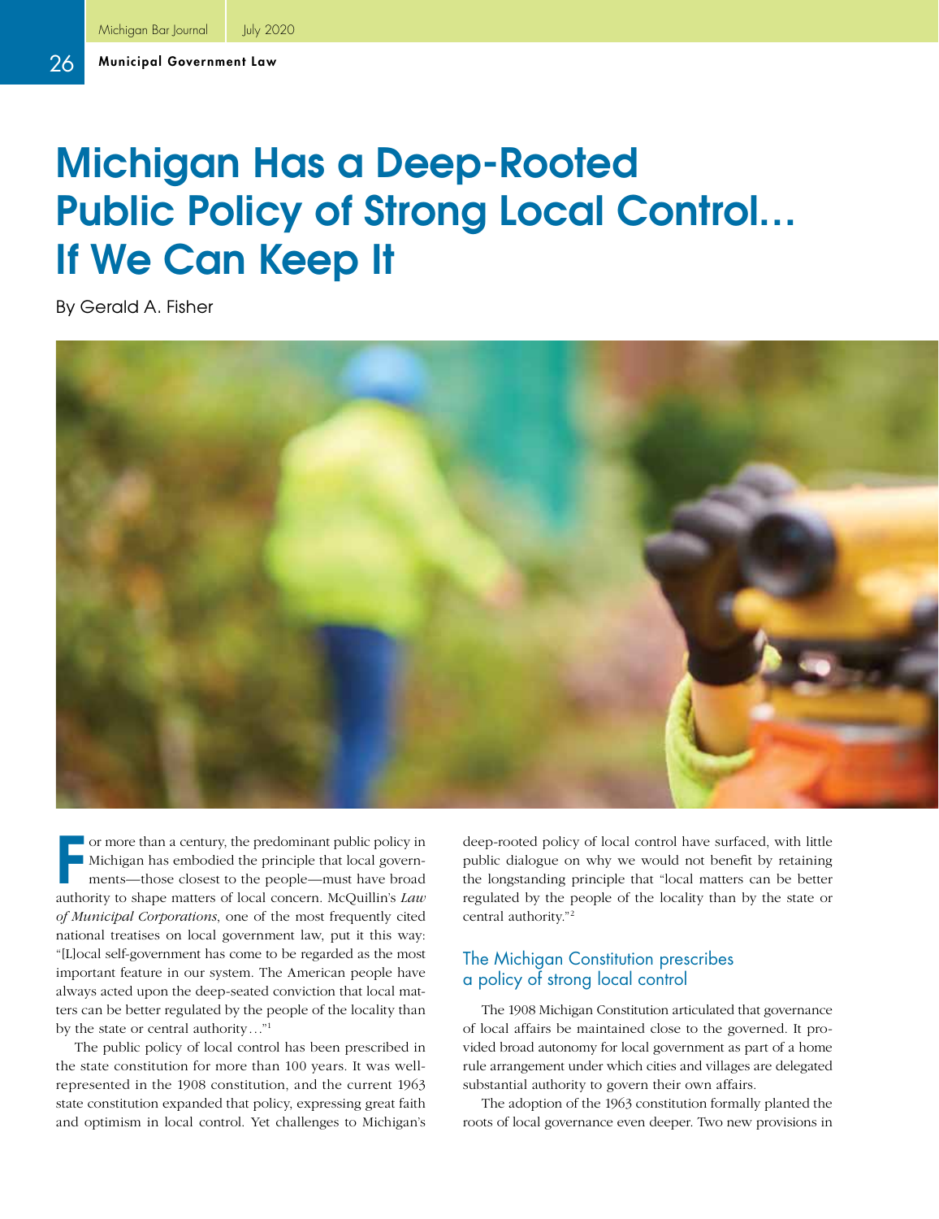# Michigan Has a Deep-Rooted Public Policy of Strong Local Control... If We Can Keep It

By Gerald A. Fisher

For more than a century, the predominant public policy in Michigan has embodied the principle that local governments—those closest to the people—must have broad authority to shape matters of local concern. McQuillin's *Law of Municipal Corporations*, one of the most frequently cited national treatises on local government law, put it this way: "[L]ocal self-government has come to be regarded as the most important feature in our system. The American people have always acted upon the deep-seated conviction that local matters can be better regulated by the people of the locality than by the state or central authority..."[1]

The public policy of local control has been prescribed in the state constitution for more than 100 years. It was well-represented in the 1908 constitution, and the current 1963 state constitution expanded that policy, expressing great faith and optimism in local control. Yet challenges to Michigan's deep-rooted policy of local control have surfaced, with little public dialogue on why we would not benefit by retaining the longstanding principle that "local matters can be better regulated by the people of the locality than by the state or central authority."[2]

## The Michigan Constitution prescribes a policy of strong local control

The 1908 Michigan Constitution articulated that governance of local affairs be maintained close to the governed. It provided broad autonomy for local government as part of a home rule arrangement under which cities and villages are delegated substantial authority to govern their own affairs.

The adoption of the 1963 constitution formally planted the roots of local governance even deeper. Two new provisions in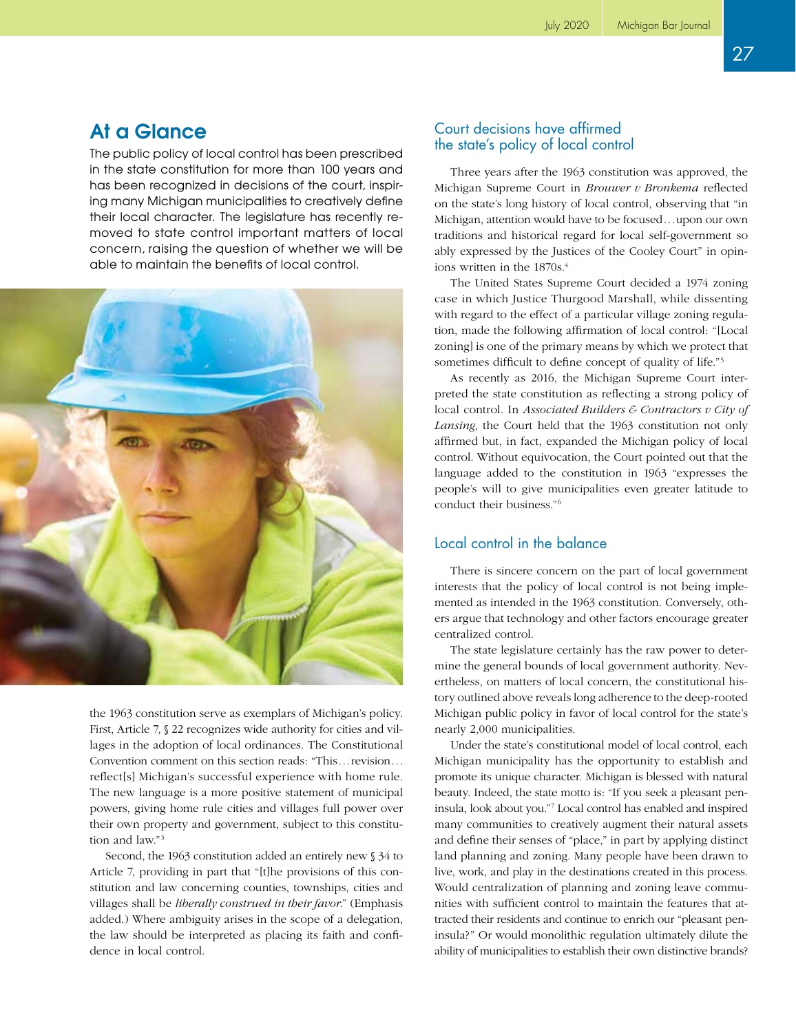## At a Glance

The public policy of local control has been prescribed in the state constitution for more than 100 years and has been recognized in decisions of the court, inspiring many Michigan municipalities to creatively define their local character. The legislature has recently removed to state control important matters of local concern, raising the question of whether we will be able to maintain the benefits of local control.

the 1963 constitution serve as exemplars of Michigan's policy. First, Article 7, § 22 recognizes wide authority for cities and villages in the adoption of local ordinances. The Constitutional Convention comment on this section reads: "This…revision…reflect[s] Michigan's successful experience with home rule. The new language is a more positive statement of municipal powers, giving home rule cities and villages full power over their own property and government, subject to this constitution and law."[3]

Second, the 1963 constitution added an entirely new § 34 to Article 7, providing in part that "[t]he provisions of this constitution and law concerning counties, townships, cities and villages shall be *liberally construed in their favor*." (Emphasis added.) Where ambiguity arises in the scope of a delegation, the law should be interpreted as placing its faith and confidence in local control.

### Court decisions have affirmed the state's policy of local control

Three years after the 1963 constitution was approved, the Michigan Supreme Court in *Brouwer v Bronkema* reflected on the state's long history of local control, observing that "in Michigan, attention would have to be focused…upon our own traditions and historical regard for local self-government so ably expressed by the Justices of the Cooley Court" in opinions written in the 1870s.[4]

The United States Supreme Court decided a 1974 zoning case in which Justice Thurgood Marshall, while dissenting with regard to the effect of a particular village zoning regulation, made the following affirmation of local control: "[Local zoning] is one of the primary means by which we protect that sometimes difficult to define concept of quality of life."[5]

As recently as 2016, the Michigan Supreme Court interpreted the state constitution as reflecting a strong policy of local control. In *Associated Builders & Contractors v City of Lansing*, the Court held that the 1963 constitution not only affirmed but, in fact, expanded the Michigan policy of local control. Without equivocation, the Court pointed out that the language added to the constitution in 1963 "expresses the people's will to give municipalities even greater latitude to conduct their business."[6]

### Local control in the balance

There is sincere concern on the part of local government interests that the policy of local control is not being implemented as intended in the 1963 constitution. Conversely, others argue that technology and other factors encourage greater centralized control.

The state legislature certainly has the raw power to determine the general bounds of local government authority. Nevertheless, on matters of local concern, the constitutional history outlined above reveals long adherence to the deep-rooted Michigan public policy in favor of local control for the state's nearly 2,000 municipalities.

Under the state's constitutional model of local control, each Michigan municipality has the opportunity to establish and promote its unique character. Michigan is blessed with natural beauty. Indeed, the state motto is: "If you seek a pleasant peninsula, look about you."[7] Local control has enabled and inspired many communities to creatively augment their natural assets and define their senses of "place," in part by applying distinct land planning and zoning. Many people have been drawn to live, work, and play in the destinations created in this process. Would centralization of planning and zoning leave communities with sufficient control to maintain the features that attracted their residents and continue to enrich our "pleasant peninsula?" Or would monolithic regulation ultimately dilute the ability of municipalities to establish their own distinctive brands?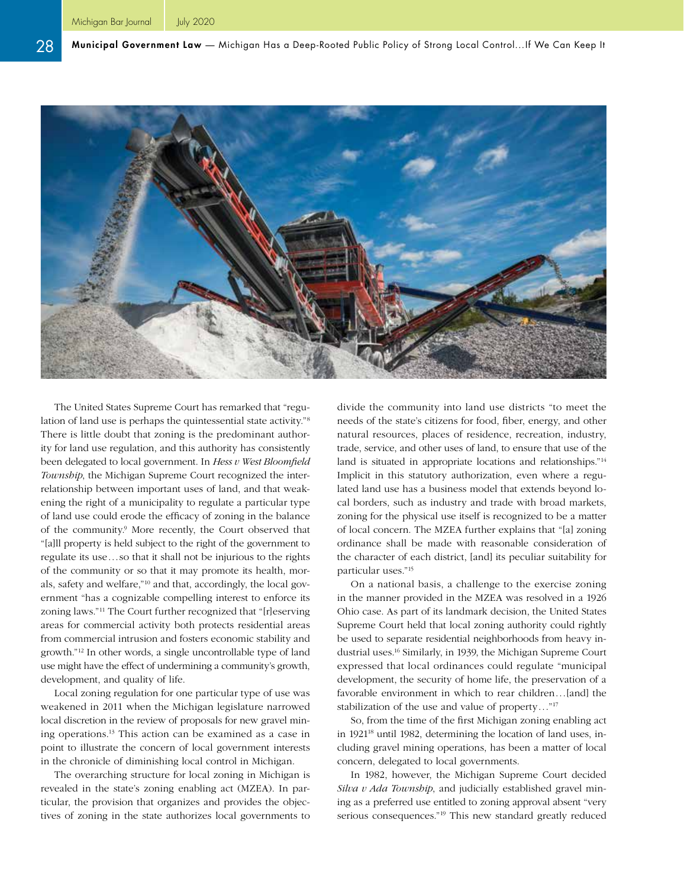The United States Supreme Court has remarked that "regulation of land use is perhaps the quintessential state activity."[8] There is little doubt that zoning is the predominant authority for land use regulation, and this authority has consistently been delegated to local government. In *Hess v West Bloomfield Township*, the Michigan Supreme Court recognized the interrelationship between important uses of land, and that weakening the right of a municipality to regulate a particular type of land use could erode the efficacy of zoning in the balance of the community.[9] More recently, the Court observed that "[a]ll property is held subject to the right of the government to regulate its use…so that it shall not be injurious to the rights of the community or so that it may promote its health, morals, safety and welfare,"[10] and that, accordingly, the local government "has a cognizable compelling interest to enforce its zoning laws."[11] The Court further recognized that "[r]eserving areas for commercial activity both protects residential areas from commercial intrusion and fosters economic stability and growth."[12] In other words, a single uncontrollable type of land use might have the effect of undermining a community's growth, development, and quality of life.

Local zoning regulation for one particular type of use was weakened in 2011 when the Michigan legislature narrowed local discretion in the review of proposals for new gravel mining operations.[13] This action can be examined as a case in point to illustrate the concern of local government interests in the chronicle of diminishing local control in Michigan.

The overarching structure for local zoning in Michigan is revealed in the state's zoning enabling act (MZEA). In particular, the provision that organizes and provides the objectives of zoning in the state authorizes local governments to divide the community into land use districts "to meet the needs of the state's citizens for food, fiber, energy, and other natural resources, places of residence, recreation, industry, trade, service, and other uses of land, to ensure that use of the land is situated in appropriate locations and relationships."[14] Implicit in this statutory authorization, even where a regulated land use has a business model that extends beyond local borders, such as industry and trade with broad markets, zoning for the physical use itself is recognized to be a matter of local concern. The MZEA further explains that "[a] zoning ordinance shall be made with reasonable consideration of the character of each district, [and] its peculiar suitability for particular uses."[15]

On a national basis, a challenge to the exercise zoning in the manner provided in the MZEA was resolved in a 1926 Ohio case. As part of its landmark decision, the United States Supreme Court held that local zoning authority could rightly be used to separate residential neighborhoods from heavy industrial uses.[16] Similarly, in 1939, the Michigan Supreme Court expressed that local ordinances could regulate "municipal development, the security of home life, the preservation of a favorable environment in which to rear children…[and] the stabilization of the use and value of property…"[17]

So, from the time of the first Michigan zoning enabling act in 1921[18] until 1982, determining the location of land uses, including gravel mining operations, has been a matter of local concern, delegated to local governments.

In 1982, however, the Michigan Supreme Court decided *Silva v Ada Township*, and judicially established gravel mining as a preferred use entitled to zoning approval absent "very serious consequences."[19] This new standard greatly reduced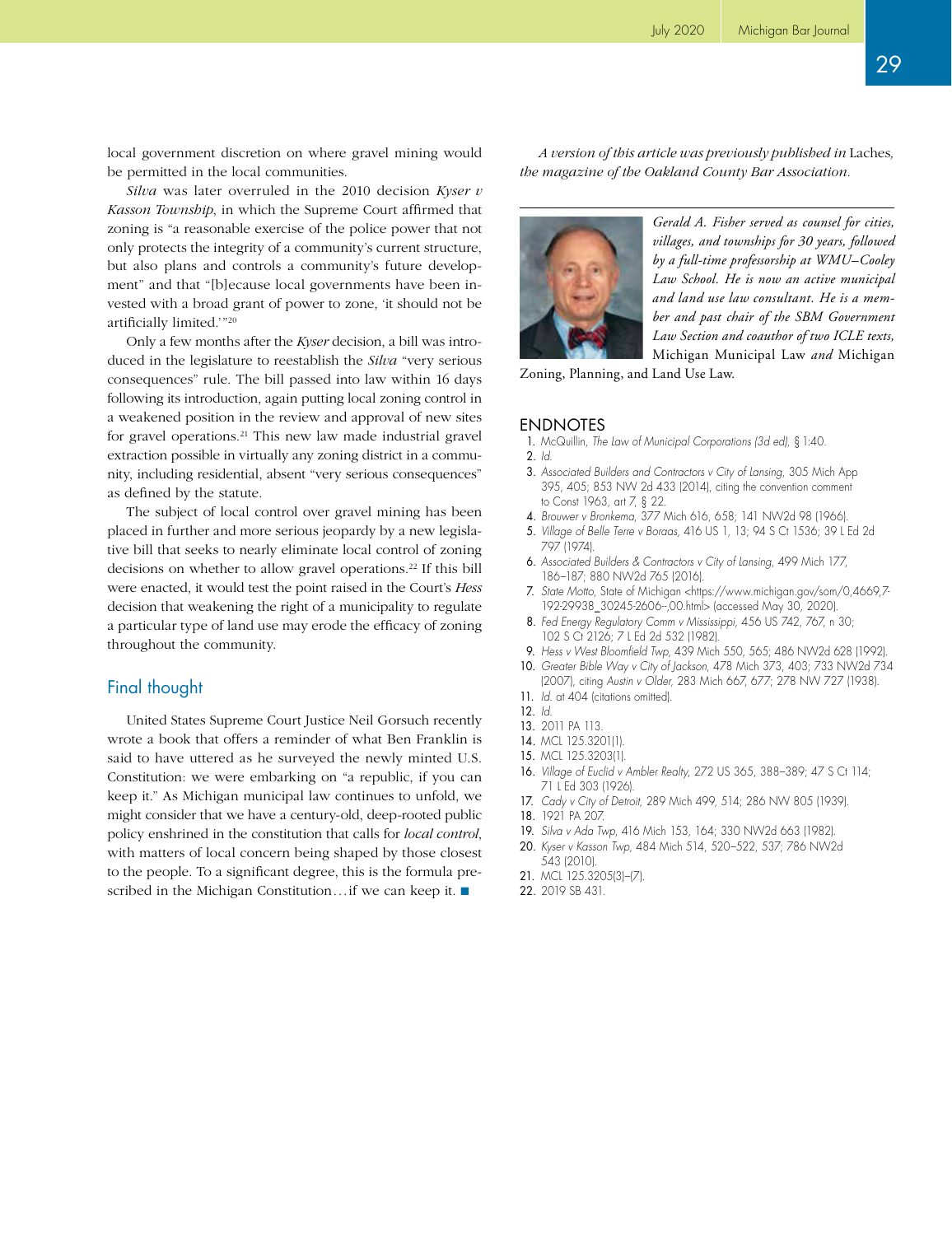local government discretion on where gravel mining would be permitted in the local communities.

*Silva* was later overruled in the 2010 decision *Kyser v Kasson Township*, in which the Supreme Court affirmed that zoning is "a reasonable exercise of the police power that not only protects the integrity of a community's current structure, but also plans and controls a community's future development" and that "[b]ecause local governments have been invested with a broad grant of power to zone, 'it should not be artificially limited.'"[20]

Only a few months after the *Kyser* decision, a bill was introduced in the legislature to reestablish the *Silva* "very serious consequences" rule. The bill passed into law within 16 days following its introduction, again putting local zoning control in a weakened position in the review and approval of new sites for gravel operations.[21] This new law made industrial gravel extraction possible in virtually any zoning district in a community, including residential, absent "very serious consequences" as defined by the statute.

The subject of local control over gravel mining has been placed in further and more serious jeopardy by a new legislative bill that seeks to nearly eliminate local control of zoning decisions on whether to allow gravel operations.[22] If this bill were enacted, it would test the point raised in the Court's *Hess* decision that weakening the right of a municipality to regulate a particular type of land use may erode the efficacy of zoning throughout the community.

## Final thought

United States Supreme Court Justice Neil Gorsuch recently wrote a book that offers a reminder of what Ben Franklin is said to have uttered as he surveyed the newly minted U.S. Constitution: we were embarking on "a republic, if you can keep it." As Michigan municipal law continues to unfold, we might consider that we have a century-old, deep-rooted public policy enshrined in the constitution that calls for *local control*, with matters of local concern being shaped by those closest to the people. To a significant degree, this is the formula prescribed in the Michigan Constitution…if we can keep it. ■

*A version of this article was previously published in* Laches, *the magazine of the Oakland County Bar Association.*

---

*Gerald A. Fisher served as counsel for cities, villages, and townships for 30 years, followed by a full-time professorship at WMU–Cooley Law School. He is now an active municipal and land use law consultant. He is a member and past chair of the SBM Government Law Section and coauthor of two ICLE texts,* Michigan Municipal Law *and* Michigan Zoning, Planning, and Land Use Law.

## ENDNOTES

1. McQuillin, *The Law of Municipal Corporations (3d ed)*, § 1:40.
2. *Id.*
3. *Associated Builders and Contractors v City of Lansing*, 305 Mich App 395, 405; 853 NW 2d 433 (2014), citing the convention comment to Const 1963, art 7, § 22.
4. *Brouwer v Bronkema*, 377 Mich 616, 658; 141 NW2d 98 (1966).
5. *Village of Belle Terre v Boraas*, 416 US 1, 13; 94 S Ct 1536; 39 L Ed 2d 797 (1974).
6. *Associated Builders & Contractors v City of Lansing*, 499 Mich 177, 186–187; 880 NW2d 765 (2016).
7. *State Motto*, State of Michigan <https://www.michigan.gov/som/0,4669,7-192-29938_30245-2606--,00.html> (accessed May 30, 2020).
8. *Fed Energy Regulatory Comm v Mississippi*, 456 US 742, 767, n 30; 102 S Ct 2126; 7 L Ed 2d 532 (1982).
9. *Hess v West Bloomfield Twp*, 439 Mich 550, 565; 486 NW2d 628 (1992).
10. *Greater Bible Way v City of Jackson*, 478 Mich 373, 403; 733 NW2d 734 (2007), citing *Austin v Older*, 283 Mich 667, 677; 278 NW 727 (1938).
11. *Id.* at 404 (citations omitted).
12. *Id.*
13. 2011 PA 113.
14. MCL 125.3201(1).
15. MCL 125.3203(1).
16. *Village of Euclid v Ambler Realty*, 272 US 365, 388–389; 47 S Ct 114; 71 L Ed 303 (1926).
17. *Cady v City of Detroit*, 289 Mich 499, 514; 286 NW 805 (1939).
18. 1921 PA 207.
19. *Silva v Ada Twp*, 416 Mich 153, 164; 330 NW2d 663 (1982).
20. *Kyser v Kasson Twp*, 484 Mich 514, 520–522, 537; 786 NW2d 543 (2010).
21. MCL 125.3205(3)–(7).
22. 2019 SB 431.